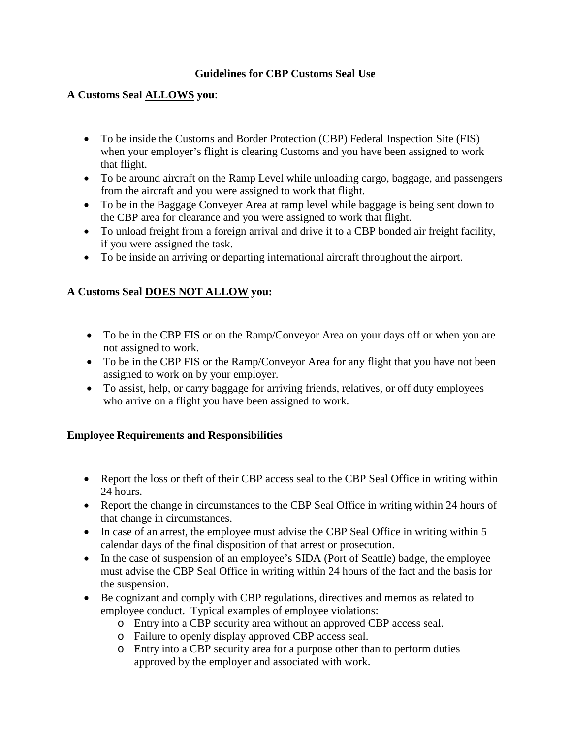# Guidelines for CBP Customs Seal Use

**A Customs Seal <u>ALLOWS</u> you**:

- To be inside the Customs and Border Protection (CBP) Federal Inspection Site (FIS) when your employer's flight is clearing Customs and you have been assigned to work that flight.
- To be around aircraft on the Ramp Level while unloading cargo, baggage, and passengers from the aircraft and you were assigned to work that flight.
- To be in the Baggage Conveyer Area at ramp level while baggage is being sent down to the CBP area for clearance and you were assigned to work that flight.
- To unload freight from a foreign arrival and drive it to a CBP bonded air freight facility, if you were assigned the task.
- To be inside an arriving or departing international aircraft throughout the airport.

**A Customs Seal <u>DOES NOT ALLOW</u> you:**

- To be in the CBP FIS or on the Ramp/Conveyor Area on your days off or when you are not assigned to work.
- To be in the CBP FIS or the Ramp/Conveyor Area for any flight that you have not been assigned to work on by your employer.
- To assist, help, or carry baggage for arriving friends, relatives, or off duty employees who arrive on a flight you have been assigned to work.

**Employee Requirements and Responsibilities**

- Report the loss or theft of their CBP access seal to the CBP Seal Office in writing within 24 hours.
- Report the change in circumstances to the CBP Seal Office in writing within 24 hours of that change in circumstances.
- In case of an arrest, the employee must advise the CBP Seal Office in writing within 5 calendar days of the final disposition of that arrest or prosecution.
- In the case of suspension of an employee's SIDA (Port of Seattle) badge, the employee must advise the CBP Seal Office in writing within 24 hours of the fact and the basis for the suspension.
- Be cognizant and comply with CBP regulations, directives and memos as related to employee conduct. Typical examples of employee violations:
  - Entry into a CBP security area without an approved CBP access seal.
  - Failure to openly display approved CBP access seal.
  - Entry into a CBP security area for a purpose other than to perform duties approved by the employer and associated with work.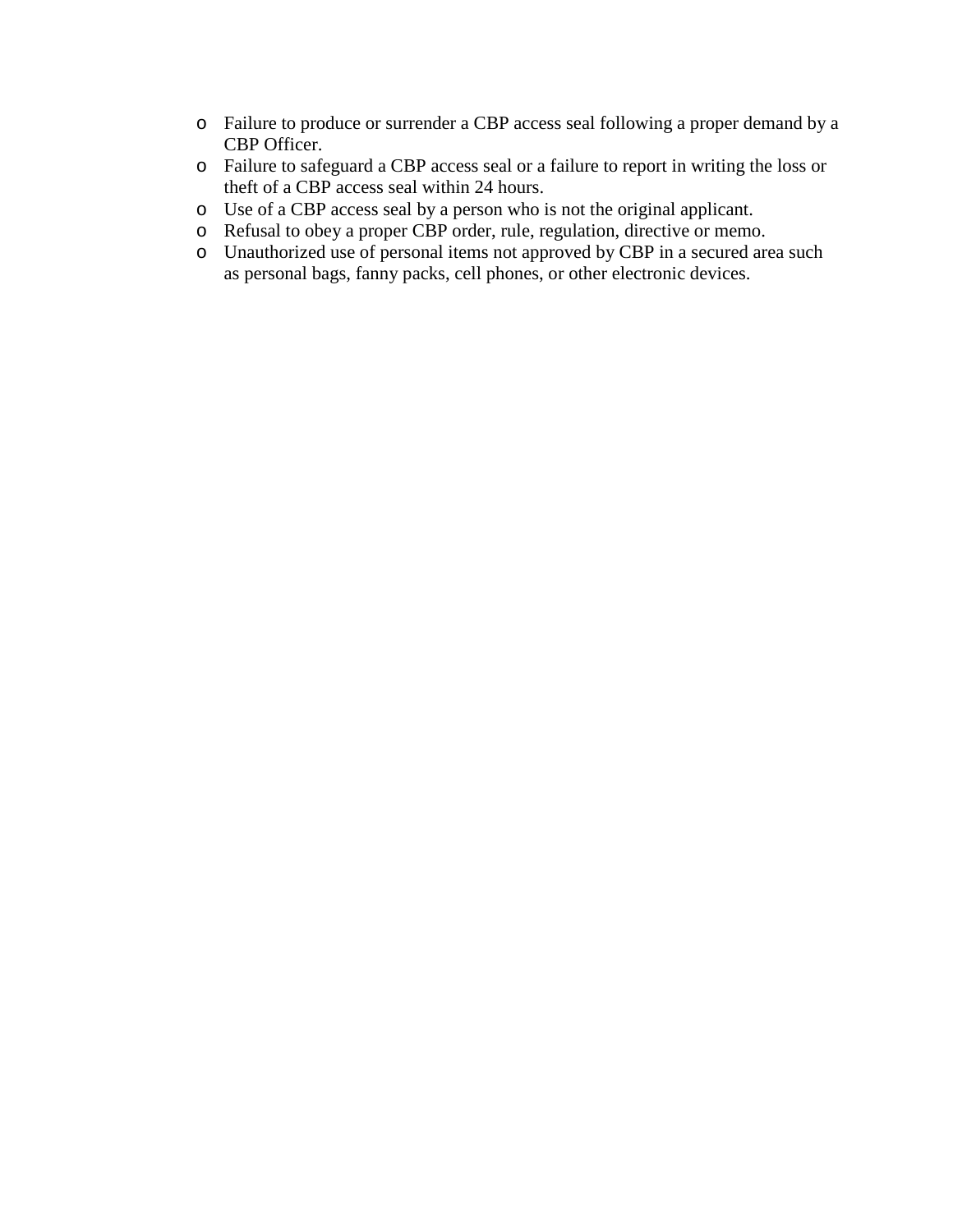- Failure to produce or surrender a CBP access seal following a proper demand by a CBP Officer.
- Failure to safeguard a CBP access seal or a failure to report in writing the loss or theft of a CBP access seal within 24 hours.
- Use of a CBP access seal by a person who is not the original applicant.
- Refusal to obey a proper CBP order, rule, regulation, directive or memo.
- Unauthorized use of personal items not approved by CBP in a secured area such as personal bags, fanny packs, cell phones, or other electronic devices.